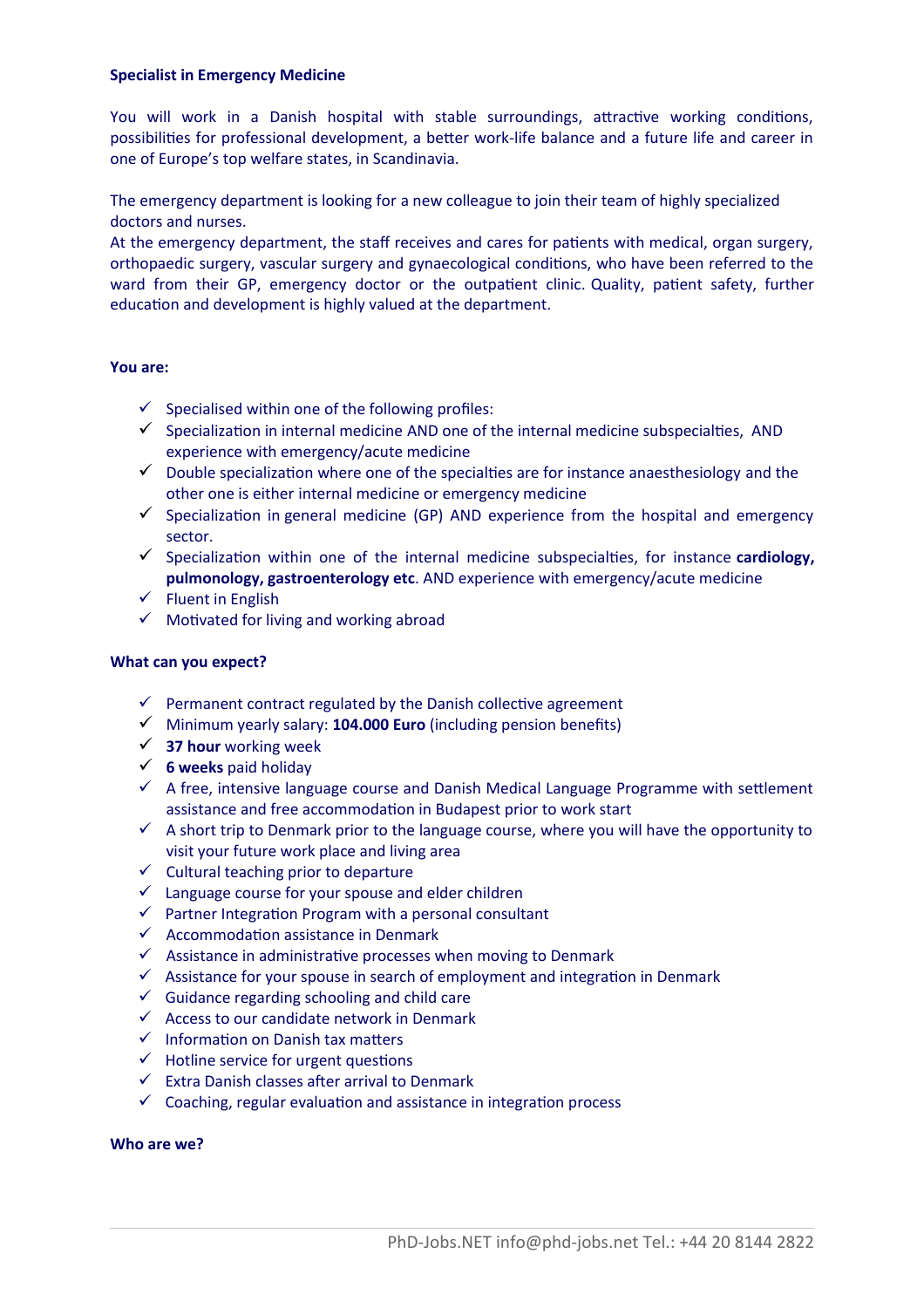**Specialist in Emergency Medicine**

You will work in a Danish hospital with stable surroundings, attractive working conditions, possibilities for professional development, a better work-life balance and a future life and career in one of Europe's top welfare states, in Scandinavia.

The emergency department is looking for a new colleague to join their team of highly specialized doctors and nurses.
At the emergency department, the staff receives and cares for patients with medical, organ surgery, orthopaedic surgery, vascular surgery and gynaecological conditions, who have been referred to the ward from their GP, emergency doctor or the outpatient clinic. Quality, patient safety, further education and development is highly valued at the department.

**You are:**

- ✓ Specialised within one of the following profiles:
- ✓ Specialization in internal medicine AND one of the internal medicine subspecialties, AND experience with emergency/acute medicine
- ✓ Double specialization where one of the specialties are for instance anaesthesiology and the other one is either internal medicine or emergency medicine
- ✓ Specialization in general medicine (GP) AND experience from the hospital and emergency sector.
- ✓ Specialization within one of the internal medicine subspecialties, for instance **cardiology, pulmonology, gastroenterology etc**. AND experience with emergency/acute medicine
- ✓ Fluent in English
- ✓ Motivated for living and working abroad

**What can you expect?**

- ✓ Permanent contract regulated by the Danish collective agreement
- ✓ Minimum yearly salary: **104.000 Euro** (including pension benefits)
- ✓ **37 hour** working week
- ✓ **6 weeks** paid holiday
- ✓ A free, intensive language course and Danish Medical Language Programme with settlement assistance and free accommodation in Budapest prior to work start
- ✓ A short trip to Denmark prior to the language course, where you will have the opportunity to visit your future work place and living area
- ✓ Cultural teaching prior to departure
- ✓ Language course for your spouse and elder children
- ✓ Partner Integration Program with a personal consultant
- ✓ Accommodation assistance in Denmark
- ✓ Assistance in administrative processes when moving to Denmark
- ✓ Assistance for your spouse in search of employment and integration in Denmark
- ✓ Guidance regarding schooling and child care
- ✓ Access to our candidate network in Denmark
- ✓ Information on Danish tax matters
- ✓ Hotline service for urgent questions
- ✓ Extra Danish classes after arrival to Denmark
- ✓ Coaching, regular evaluation and assistance in integration process

**Who are we?**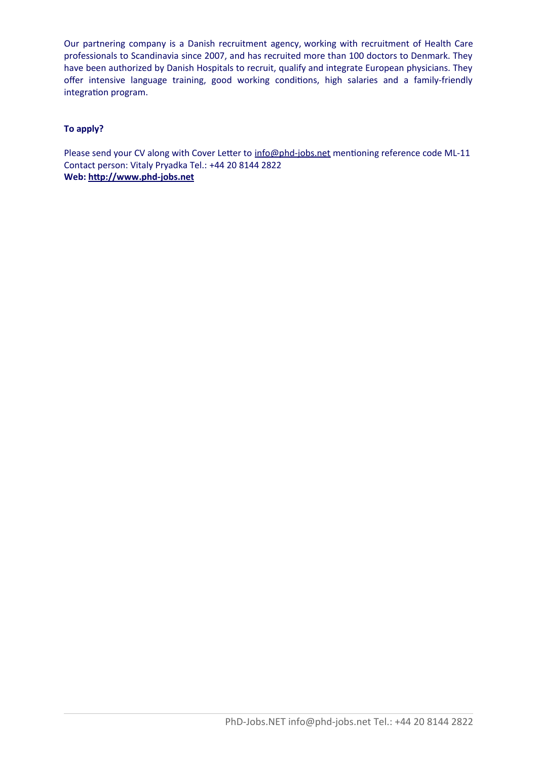Our partnering company is a Danish recruitment agency, working with recruitment of Health Care professionals to Scandinavia since 2007, and has recruited more than 100 doctors to Denmark. They have been authorized by Danish Hospitals to recruit, qualify and integrate European physicians. They offer intensive language training, good working conditions, high salaries and a family-friendly integration program.

**To apply?**

Please send your CV along with Cover Letter to info@phd-jobs.net mentioning reference code ML-11
Contact person: Vitaly Pryadka Tel.: +44 20 8144 2822
**Web: http://www.phd-jobs.net**